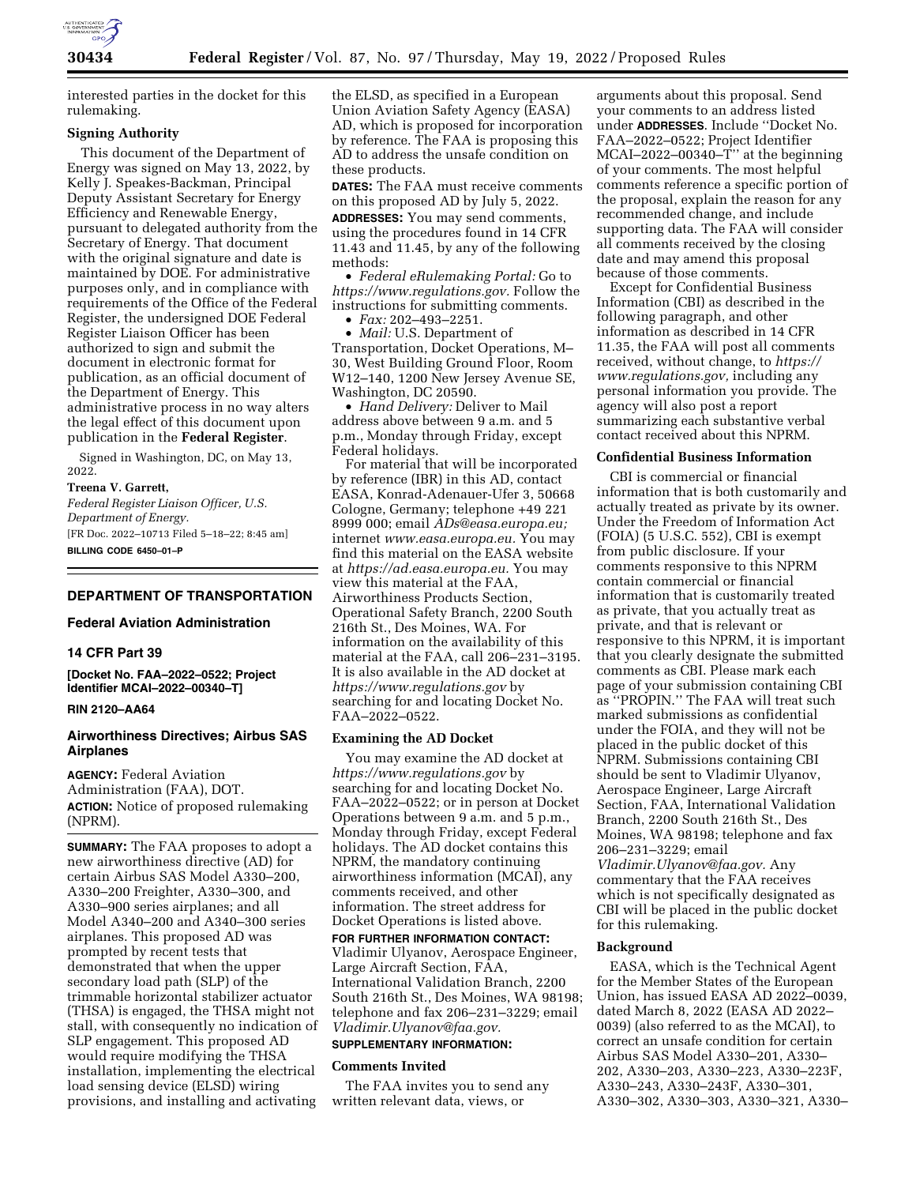interested parties in the docket for this rulemaking.

**Signing Authority**

This document of the Department of Energy was signed on May 13, 2022, by Kelly J. Speakes-Backman, Principal Deputy Assistant Secretary for Energy Efficiency and Renewable Energy, pursuant to delegated authority from the Secretary of Energy. That document with the original signature and date is maintained by DOE. For administrative purposes only, and in compliance with requirements of the Office of the Federal Register, the undersigned DOE Federal Register Liaison Officer has been authorized to sign and submit the document in electronic format for publication, as an official document of the Department of Energy. This administrative process in no way alters the legal effect of this document upon publication in the **Federal Register**.

Signed in Washington, DC, on May 13, 2022.

**Treena V. Garrett,**

*Federal Register Liaison Officer, U.S. Department of Energy.*

[FR Doc. 2022–10713 Filed 5–18–22; 8:45 am]

**BILLING CODE 6450–01–P**

---

## DEPARTMENT OF TRANSPORTATION

### Federal Aviation Administration

### 14 CFR Part 39

**[Docket No. FAA–2022–0522; Project Identifier MCAI–2022–00340–T]**

**RIN 2120–AA64**

### Airworthiness Directives; Airbus SAS Airplanes

**AGENCY:** Federal Aviation Administration (FAA), DOT.

**ACTION:** Notice of proposed rulemaking (NPRM).

**SUMMARY:** The FAA proposes to adopt a new airworthiness directive (AD) for certain Airbus SAS Model A330–200, A330–200 Freighter, A330–300, and A330–900 series airplanes; and all Model A340–200 and A340–300 series airplanes. This proposed AD was prompted by recent tests that demonstrated that when the upper secondary load path (SLP) of the trimmable horizontal stabilizer actuator (THSA) is engaged, the THSA might not stall, with consequently no indication of SLP engagement. This proposed AD would require modifying the THSA installation, implementing the electrical load sensing device (ELSD) wiring provisions, and installing and activating the ELSD, as specified in a European Union Aviation Safety Agency (EASA) AD, which is proposed for incorporation by reference. The FAA is proposing this AD to address the unsafe condition on these products.

**DATES:** The FAA must receive comments on this proposed AD by July 5, 2022.

**ADDRESSES:** You may send comments, using the procedures found in 14 CFR 11.43 and 11.45, by any of the following methods:

- *Federal eRulemaking Portal:* Go to *https://www.regulations.gov.* Follow the instructions for submitting comments.
- *Fax:* 202–493–2251.
- *Mail:* U.S. Department of Transportation, Docket Operations, M–30, West Building Ground Floor, Room W12–140, 1200 New Jersey Avenue SE, Washington, DC 20590.
- *Hand Delivery:* Deliver to Mail address above between 9 a.m. and 5 p.m., Monday through Friday, except Federal holidays.

For material that will be incorporated by reference (IBR) in this AD, contact EASA, Konrad-Adenauer-Ufer 3, 50668 Cologne, Germany; telephone +49 221 8999 000; email *ADs@easa.europa.eu;* internet *www.easa.europa.eu.* You may find this material on the EASA website at *https://ad.easa.europa.eu.* You may view this material at the FAA, Airworthiness Products Section, Operational Safety Branch, 2200 South 216th St., Des Moines, WA. For information on the availability of this material at the FAA, call 206–231–3195. It is also available in the AD docket at *https://www.regulations.gov* by searching for and locating Docket No. FAA–2022–0522.

**Examining the AD Docket**

You may examine the AD docket at *https://www.regulations.gov* by searching for and locating Docket No. FAA–2022–0522; or in person at Docket Operations between 9 a.m. and 5 p.m., Monday through Friday, except Federal holidays. The AD docket contains this NPRM, the mandatory continuing airworthiness information (MCAI), any comments received, and other information. The street address for Docket Operations is listed above.

**FOR FURTHER INFORMATION CONTACT:** Vladimir Ulyanov, Aerospace Engineer, Large Aircraft Section, FAA, International Validation Branch, 2200 South 216th St., Des Moines, WA 98198; telephone and fax 206–231–3229; email *Vladimir.Ulyanov@faa.gov.*

**SUPPLEMENTARY INFORMATION:**

**Comments Invited**

The FAA invites you to send any written relevant data, views, or arguments about this proposal. Send your comments to an address listed under **ADDRESSES**. Include ''Docket No. FAA–2022–0522; Project Identifier MCAI–2022–00340–T'' at the beginning of your comments. The most helpful comments reference a specific portion of the proposal, explain the reason for any recommended change, and include supporting data. The FAA will consider all comments received by the closing date and may amend this proposal because of those comments.

Except for Confidential Business Information (CBI) as described in the following paragraph, and other information as described in 14 CFR 11.35, the FAA will post all comments received, without change, to *https://www.regulations.gov,* including any personal information you provide. The agency will also post a report summarizing each substantive verbal contact received about this NPRM.

**Confidential Business Information**

CBI is commercial or financial information that is both customarily and actually treated as private by its owner. Under the Freedom of Information Act (FOIA) (5 U.S.C. 552), CBI is exempt from public disclosure. If your comments responsive to this NPRM contain commercial or financial information that is customarily treated as private, that you actually treat as private, and that is relevant or responsive to this NPRM, it is important that you clearly designate the submitted comments as CBI. Please mark each page of your submission containing CBI as ''PROPIN.'' The FAA will treat such marked submissions as confidential under the FOIA, and they will not be placed in the public docket of this NPRM. Submissions containing CBI should be sent to Vladimir Ulyanov, Aerospace Engineer, Large Aircraft Section, FAA, International Validation Branch, 2200 South 216th St., Des Moines, WA 98198; telephone and fax 206–231–3229; email *Vladimir.Ulyanov@faa.gov.* Any commentary that the FAA receives which is not specifically designated as CBI will be placed in the public docket for this rulemaking.

**Background**

EASA, which is the Technical Agent for the Member States of the European Union, has issued EASA AD 2022–0039, dated March 8, 2022 (EASA AD 2022–0039) (also referred to as the MCAI), to correct an unsafe condition for certain Airbus SAS Model A330–201, A330–202, A330–203, A330–223, A330–223F, A330–243, A330–243F, A330–301, A330–302, A330–303, A330–321, A330–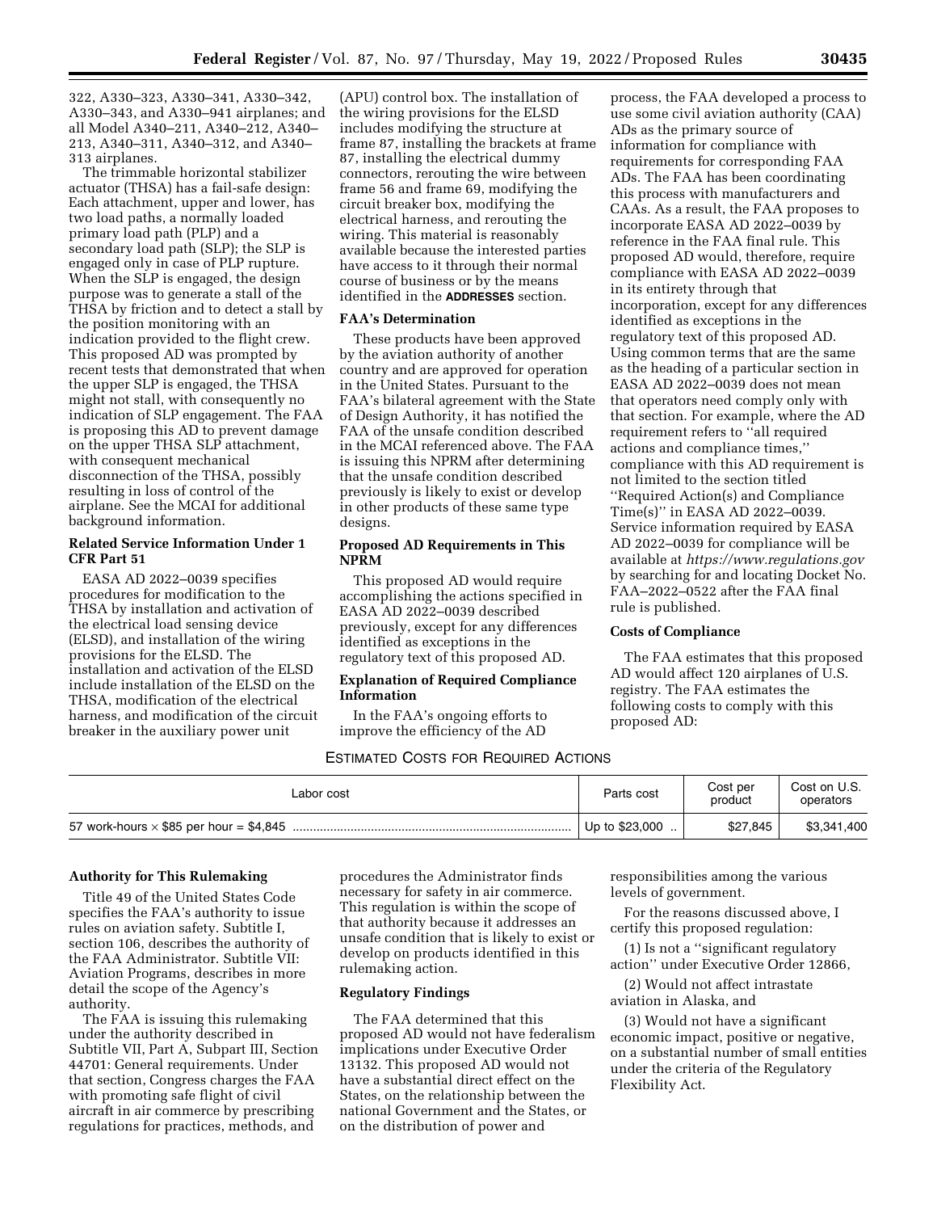322, A330–323, A330–341, A330–342, A330–343, and A330–941 airplanes; and all Model A340–211, A340–212, A340–213, A340–311, A340–312, and A340–313 airplanes.

The trimmable horizontal stabilizer actuator (THSA) has a fail-safe design: Each attachment, upper and lower, has two load paths, a normally loaded primary load path (PLP) and a secondary load path (SLP); the SLP is engaged only in case of PLP rupture. When the SLP is engaged, the design purpose was to generate a stall of the THSA by friction and to detect a stall by the position monitoring with an indication provided to the flight crew. This proposed AD was prompted by recent tests that demonstrated that when the upper SLP is engaged, the THSA might not stall, with consequently no indication of SLP engagement. The FAA is proposing this AD to prevent damage on the upper THSA SLP attachment, with consequent mechanical disconnection of the THSA, possibly resulting in loss of control of the airplane. See the MCAI for additional background information.

**Related Service Information Under 1 CFR Part 51**

EASA AD 2022–0039 specifies procedures for modification to the THSA by installation and activation of the electrical load sensing device (ELSD), and installation of the wiring provisions for the ELSD. The installation and activation of the ELSD include installation of the ELSD on the THSA, modification of the electrical harness, and modification of the circuit breaker in the auxiliary power unit (APU) control box. The installation of the wiring provisions for the ELSD includes modifying the structure at frame 87, installing the brackets at frame 87, installing the electrical dummy connectors, rerouting the wire between frame 56 and frame 69, modifying the circuit breaker box, modifying the electrical harness, and rerouting the wiring. This material is reasonably available because the interested parties have access to it through their normal course of business or by the means identified in the **ADDRESSES** section.

**FAA's Determination**

These products have been approved by the aviation authority of another country and are approved for operation in the United States. Pursuant to the FAA's bilateral agreement with the State of Design Authority, it has notified the FAA of the unsafe condition described in the MCAI referenced above. The FAA is issuing this NPRM after determining that the unsafe condition described previously is likely to exist or develop in other products of these same type designs.

**Proposed AD Requirements in This NPRM**

This proposed AD would require accomplishing the actions specified in EASA AD 2022–0039 described previously, except for any differences identified as exceptions in the regulatory text of this proposed AD.

**Explanation of Required Compliance Information**

In the FAA's ongoing efforts to improve the efficiency of the AD process, the FAA developed a process to use some civil aviation authority (CAA) ADs as the primary source of information for compliance with requirements for corresponding FAA ADs. The FAA has been coordinating this process with manufacturers and CAAs. As a result, the FAA proposes to incorporate EASA AD 2022–0039 by reference in the FAA final rule. This proposed AD would, therefore, require compliance with EASA AD 2022–0039 in its entirety through that incorporation, except for any differences identified as exceptions in the regulatory text of this proposed AD. Using common terms that are the same as the heading of a particular section in EASA AD 2022–0039 does not mean that operators need comply only with that section. For example, where the AD requirement refers to "all required actions and compliance times," compliance with this AD requirement is not limited to the section titled "Required Action(s) and Compliance Time(s)" in EASA AD 2022–0039. Service information required by EASA AD 2022–0039 for compliance will be available at *https://www.regulations.gov* by searching for and locating Docket No. FAA–2022–0522 after the FAA final rule is published.

**Costs of Compliance**

The FAA estimates that this proposed AD would affect 120 airplanes of U.S. registry. The FAA estimates the following costs to comply with this proposed AD:

ESTIMATED COSTS FOR REQUIRED ACTIONS

| Labor cost | Parts cost | Cost per product | Cost on U.S. operators |
|---|---|---|---|
| 57 work-hours × $85 per hour = $4,845 | Up to $23,000 | $27,845 | $3,341,400 |

**Authority for This Rulemaking**

Title 49 of the United States Code specifies the FAA's authority to issue rules on aviation safety. Subtitle I, section 106, describes the authority of the FAA Administrator. Subtitle VII: Aviation Programs, describes in more detail the scope of the Agency's authority.

The FAA is issuing this rulemaking under the authority described in Subtitle VII, Part A, Subpart III, Section 44701: General requirements. Under that section, Congress charges the FAA with promoting safe flight of civil aircraft in air commerce by prescribing regulations for practices, methods, and procedures the Administrator finds necessary for safety in air commerce. This regulation is within the scope of that authority because it addresses an unsafe condition that is likely to exist or develop on products identified in this rulemaking action.

**Regulatory Findings**

The FAA determined that this proposed AD would not have federalism implications under Executive Order 13132. This proposed AD would not have a substantial direct effect on the States, on the relationship between the national Government and the States, or on the distribution of power and responsibilities among the various levels of government.

For the reasons discussed above, I certify this proposed regulation:

(1) Is not a "significant regulatory action" under Executive Order 12866,

(2) Would not affect intrastate aviation in Alaska, and

(3) Would not have a significant economic impact, positive or negative, on a substantial number of small entities under the criteria of the Regulatory Flexibility Act.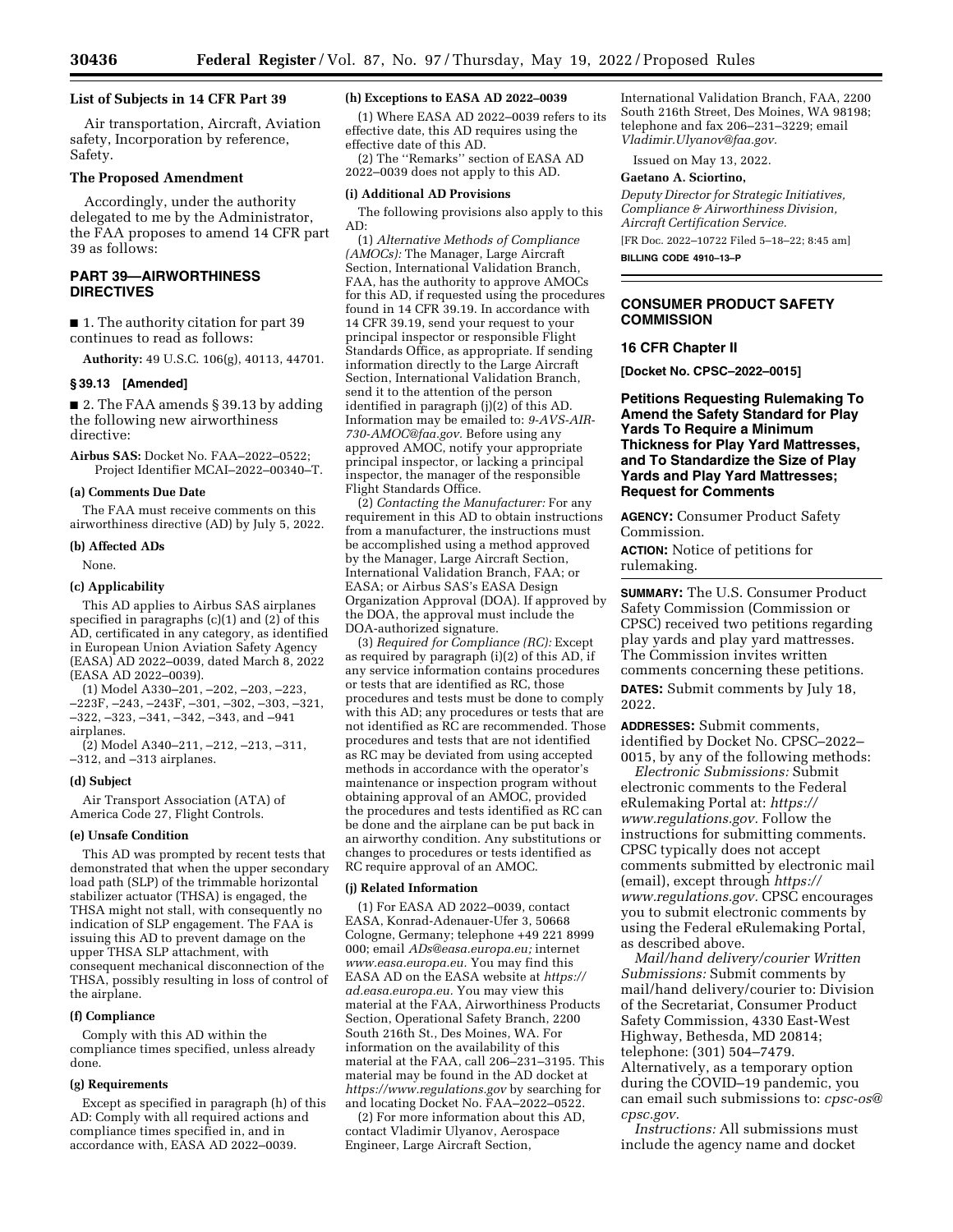### List of Subjects in 14 CFR Part 39

Air transportation, Aircraft, Aviation safety, Incorporation by reference, Safety.

### The Proposed Amendment

Accordingly, under the authority delegated to me by the Administrator, the FAA proposes to amend 14 CFR part 39 as follows:

## PART 39—AIRWORTHINESS DIRECTIVES

■ 1. The authority citation for part 39 continues to read as follows:

**Authority:** 49 U.S.C. 106(g), 40113, 44701.

### § 39.13 [Amended]

■ 2. The FAA amends § 39.13 by adding the following new airworthiness directive:

**Airbus SAS:** Docket No. FAA–2022–0522; Project Identifier MCAI–2022–00340–T.

#### (a) Comments Due Date

The FAA must receive comments on this airworthiness directive (AD) by July 5, 2022.

#### (b) Affected ADs

None.

#### (c) Applicability

This AD applies to Airbus SAS airplanes specified in paragraphs (c)(1) and (2) of this AD, certificated in any category, as identified in European Union Aviation Safety Agency (EASA) AD 2022–0039, dated March 8, 2022 (EASA AD 2022–0039).

(1) Model A330–201, –202, –203, –223, –223F, –243, –243F, –301, –302, –303, –321, –322, –323, –341, –342, –343, and –941 airplanes.

(2) Model A340–211, –212, –213, –311, –312, and –313 airplanes.

#### (d) Subject

Air Transport Association (ATA) of America Code 27, Flight Controls.

#### (e) Unsafe Condition

This AD was prompted by recent tests that demonstrated that when the upper secondary load path (SLP) of the trimmable horizontal stabilizer actuator (THSA) is engaged, the THSA might not stall, with consequently no indication of SLP engagement. The FAA is issuing this AD to prevent damage on the upper THSA SLP attachment, with consequent mechanical disconnection of the THSA, possibly resulting in loss of control of the airplane.

#### (f) Compliance

Comply with this AD within the compliance times specified, unless already done.

#### (g) Requirements

Except as specified in paragraph (h) of this AD: Comply with all required actions and compliance times specified in, and in accordance with, EASA AD 2022–0039.

#### (h) Exceptions to EASA AD 2022–0039

(1) Where EASA AD 2022–0039 refers to its effective date, this AD requires using the effective date of this AD.

(2) The ''Remarks'' section of EASA AD 2022–0039 does not apply to this AD.

#### (i) Additional AD Provisions

The following provisions also apply to this AD:

(1) *Alternative Methods of Compliance (AMOCs):* The Manager, Large Aircraft Section, International Validation Branch, FAA, has the authority to approve AMOCs for this AD, if requested using the procedures found in 14 CFR 39.19. In accordance with 14 CFR 39.19, send your request to your principal inspector or responsible Flight Standards Office, as appropriate. If sending information directly to the Large Aircraft Section, International Validation Branch, send it to the attention of the person identified in paragraph (j)(2) of this AD. Information may be emailed to: *9-AVS-AIR-730-AMOC@faa.gov.* Before using any approved AMOC, notify your appropriate principal inspector, or lacking a principal inspector, the manager of the responsible Flight Standards Office.

(2) *Contacting the Manufacturer:* For any requirement in this AD to obtain instructions from a manufacturer, the instructions must be accomplished using a method approved by the Manager, Large Aircraft Section, International Validation Branch, FAA; or EASA; or Airbus SAS's EASA Design Organization Approval (DOA). If approved by the DOA, the approval must include the DOA-authorized signature.

(3) *Required for Compliance (RC):* Except as required by paragraph (i)(2) of this AD, if any service information contains procedures or tests that are identified as RC, those procedures and tests must be done to comply with this AD; any procedures or tests that are not identified as RC are recommended. Those procedures and tests that are not identified as RC may be deviated from using accepted methods in accordance with the operator's maintenance or inspection program without obtaining approval of an AMOC, provided the procedures and tests identified as RC can be done and the airplane can be put back in an airworthy condition. Any substitutions or changes to procedures or tests identified as RC require approval of an AMOC.

#### (j) Related Information

(1) For EASA AD 2022–0039, contact EASA, Konrad-Adenauer-Ufer 3, 50668 Cologne, Germany; telephone +49 221 8999 000; email *ADs@easa.europa.eu;* internet *www.easa.europa.eu.* You may find this EASA AD on the EASA website at *https://ad.easa.europa.eu.* You may view this material at the FAA, Airworthiness Products Section, Operational Safety Branch, 2200 South 216th St., Des Moines, WA. For information on the availability of this material at the FAA, call 206–231–3195. This material may be found in the AD docket at *https://www.regulations.gov* by searching for and locating Docket No. FAA–2022–0522.

(2) For more information about this AD, contact Vladimir Ulyanov, Aerospace Engineer, Large Aircraft Section, International Validation Branch, FAA, 2200 South 216th Street, Des Moines, WA 98198; telephone and fax 206–231–3229; email *Vladimir.Ulyanov@faa.gov.*

Issued on May 13, 2022.

**Gaetano A. Sciortino,**

*Deputy Director for Strategic Initiatives, Compliance & Airworthiness Division, Aircraft Certification Service.*

[FR Doc. 2022–10722 Filed 5–18–22; 8:45 am]

**BILLING CODE 4910–13–P**

---

## CONSUMER PRODUCT SAFETY COMMISSION

### 16 CFR Chapter II

**[Docket No. CPSC–2022–0015]**

## Petitions Requesting Rulemaking To Amend the Safety Standard for Play Yards To Require a Minimum Thickness for Play Yard Mattresses, and To Standardize the Size of Play Yards and Play Yard Mattresses; Request for Comments

**AGENCY:** Consumer Product Safety Commission.

**ACTION:** Notice of petitions for rulemaking.

**SUMMARY:** The U.S. Consumer Product Safety Commission (Commission or CPSC) received two petitions regarding play yards and play yard mattresses. The Commission invites written comments concerning these petitions.

**DATES:** Submit comments by July 18, 2022.

**ADDRESSES:** Submit comments, identified by Docket No. CPSC–2022–0015, by any of the following methods:

*Electronic Submissions:* Submit electronic comments to the Federal eRulemaking Portal at: *https://www.regulations.gov.* Follow the instructions for submitting comments. CPSC typically does not accept comments submitted by electronic mail (email), except through *https://www.regulations.gov.* CPSC encourages you to submit electronic comments by using the Federal eRulemaking Portal, as described above.

*Mail/hand delivery/courier Written Submissions:* Submit comments by mail/hand delivery/courier to: Division of the Secretariat, Consumer Product Safety Commission, 4330 East-West Highway, Bethesda, MD 20814; telephone: (301) 504–7479. Alternatively, as a temporary option during the COVID–19 pandemic, you can email such submissions to: *cpsc-os@cpsc.gov.*

*Instructions:* All submissions must include the agency name and docket